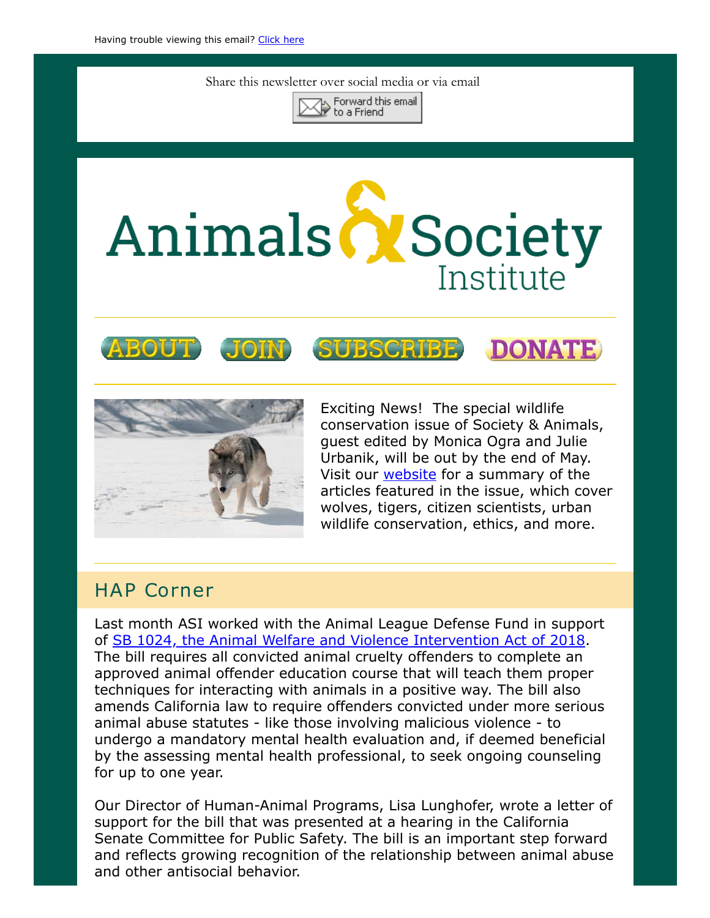Having trouble viewing this email? Click here

Share this newsletter over social media or via email

Forward this email to a Friend

# Animals & Society Institute

ABOUT | JOIN | SUBSCRIBE | DONATE

Exciting News! The special wildlife conservation issue of Society & Animals, guest edited by Monica Ogra and Julie Urbanik, will be out by the end of May. Visit our website for a summary of the articles featured in the issue, which cover wolves, tigers, citizen scientists, urban wildlife conservation, ethics, and more.

## HAP Corner

Last month ASI worked with the Animal League Defense Fund in support of SB 1024, the Animal Welfare and Violence Intervention Act of 2018. The bill requires all convicted animal cruelty offenders to complete an approved animal offender education course that will teach them proper techniques for interacting with animals in a positive way. The bill also amends California law to require offenders convicted under more serious animal abuse statutes - like those involving malicious violence - to undergo a mandatory mental health evaluation and, if deemed beneficial by the assessing mental health professional, to seek ongoing counseling for up to one year.

Our Director of Human-Animal Programs, Lisa Lunghofer, wrote a letter of support for the bill that was presented at a hearing in the California Senate Committee for Public Safety. The bill is an important step forward and reflects growing recognition of the relationship between animal abuse and other antisocial behavior.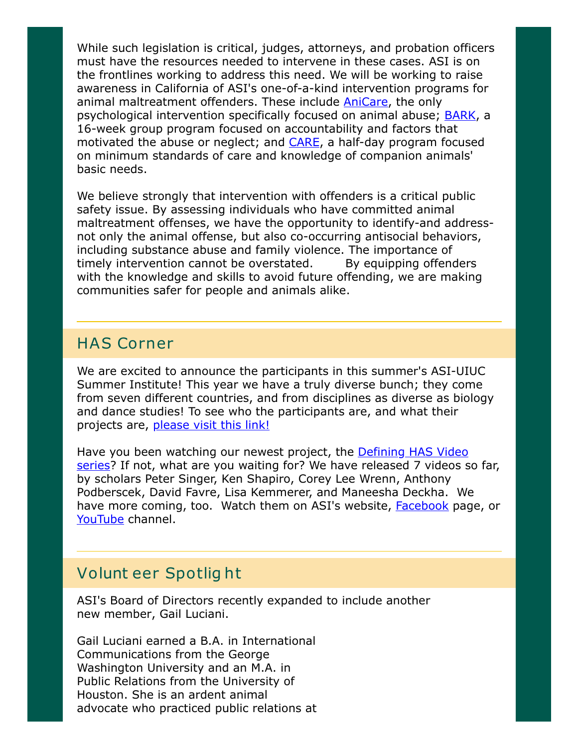While such legislation is critical, judges, attorneys, and probation officers must have the resources needed to intervene in these cases. ASI is on the frontlines working to address this need. We will be working to raise awareness in California of ASI's one-of-a-kind intervention programs for animal maltreatment offenders. These include AniCare, the only psychological intervention specifically focused on animal abuse; BARK, a 16-week group program focused on accountability and factors that motivated the abuse or neglect; and CARE, a half-day program focused on minimum standards of care and knowledge of companion animals' basic needs.

We believe strongly that intervention with offenders is a critical public safety issue. By assessing individuals who have committed animal maltreatment offenses, we have the opportunity to identify-and address-not only the animal offense, but also co-occurring antisocial behaviors, including substance abuse and family violence. The importance of timely intervention cannot be overstated. By equipping offenders with the knowledge and skills to avoid future offending, we are making communities safer for people and animals alike.

---

## HAS Corner

We are excited to announce the participants in this summer's ASI-UIUC Summer Institute! This year we have a truly diverse bunch; they come from seven different countries, and from disciplines as diverse as biology and dance studies! To see who the participants are, and what their projects are, please visit this link!

Have you been watching our newest project, the Defining HAS Video series? If not, what are you waiting for? We have released 7 videos so far, by scholars Peter Singer, Ken Shapiro, Corey Lee Wrenn, Anthony Podberscek, David Favre, Lisa Kemmerer, and Maneesha Deckha. We have more coming, too. Watch them on ASI's website, Facebook page, or YouTube channel.

---

## Volunteer Spotlight

ASI's Board of Directors recently expanded to include another new member, Gail Luciani.

Gail Luciani earned a B.A. in International Communications from the George Washington University and an M.A. in Public Relations from the University of Houston. She is an ardent animal advocate who practiced public relations at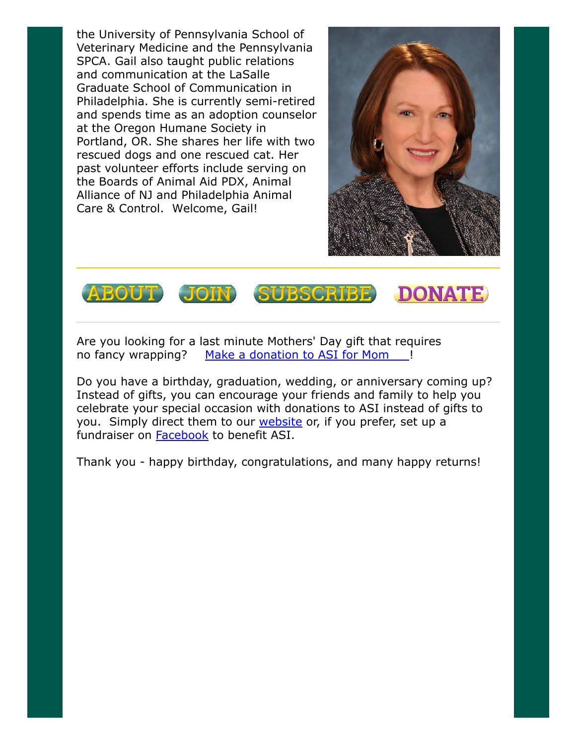the University of Pennsylvania School of Veterinary Medicine and the Pennsylvania SPCA. Gail also taught public relations and communication at the LaSalle Graduate School of Communication in Philadelphia. She is currently semi-retired and spends time as an adoption counselor at the Oregon Humane Society in Portland, OR. She shares her life with two rescued dogs and one rescued cat. Her past volunteer efforts include serving on the Boards of Animal Aid PDX, Animal Alliance of NJ and Philadelphia Animal Care & Control. Welcome, Gail!

---

ABOUT JOIN SUBSCRIBE DONATE

---

Are you looking for a last minute Mothers' Day gift that requires no fancy wrapping? Make a donation to ASI for Mom !

Do you have a birthday, graduation, wedding, or anniversary coming up? Instead of gifts, you can encourage your friends and family to help you celebrate your special occasion with donations to ASI instead of gifts to you. Simply direct them to our website or, if you prefer, set up a fundraiser on Facebook to benefit ASI.

Thank you - happy birthday, congratulations, and many happy returns!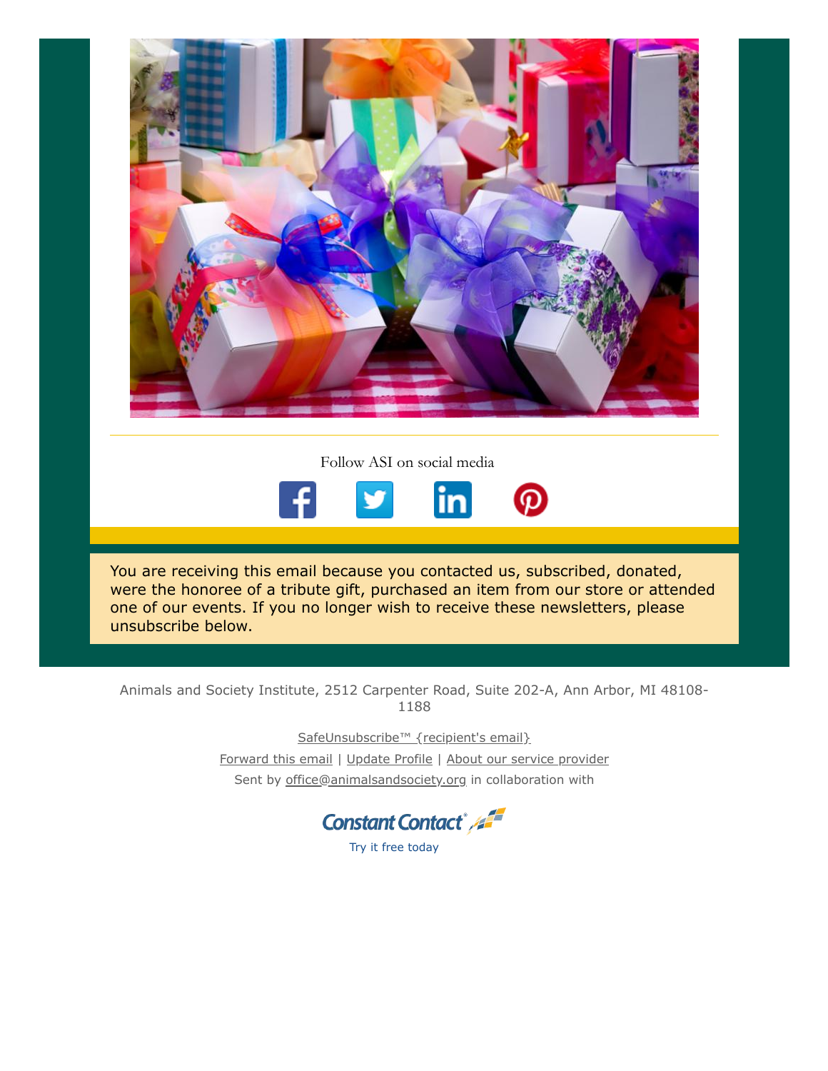Follow ASI on social media

You are receiving this email because you contacted us, subscribed, donated, were the honoree of a tribute gift, purchased an item from our store or attended one of our events. If you no longer wish to receive these newsletters, please unsubscribe below.

Animals and Society Institute, 2512 Carpenter Road, Suite 202-A, Ann Arbor, MI 48108-1188

SafeUnsubscribe™ {recipient's email}

Forward this email | Update Profile | About our service provider

Sent by office@animalsandsociety.org in collaboration with

Constant Contact

Try it free today